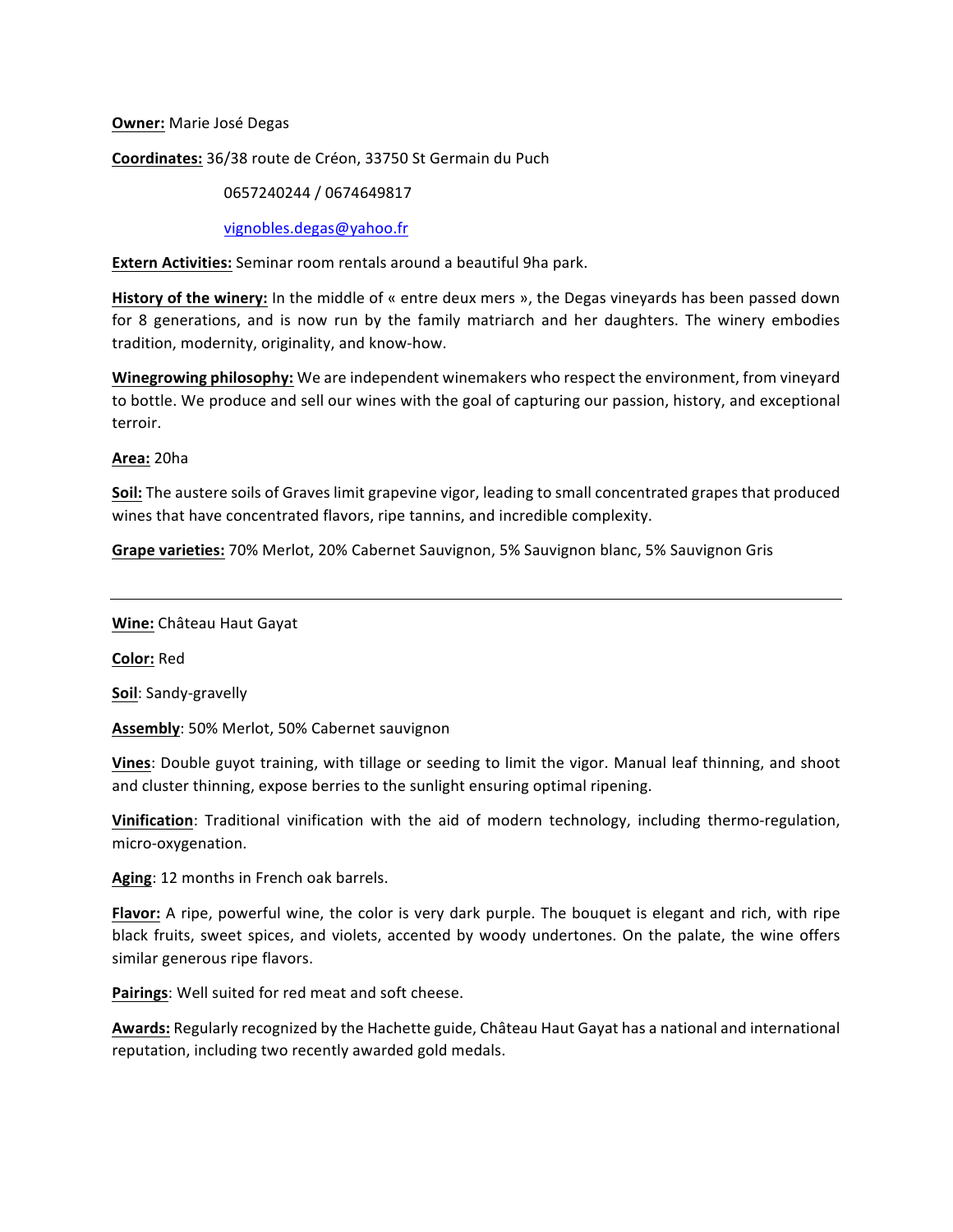**Owner:** Marie José Degas

**Coordinates:** 36/38 route de Créon, 33750 St Germain du Puch

0657240244 / 0674649817

vignobles.degas@yahoo.fr

**Extern Activities:** Seminar room rentals around a beautiful 9ha park.

**History of the winery:** In the middle of « entre deux mers », the Degas vineyards has been passed down for 8 generations, and is now run by the family matriarch and her daughters. The winery embodies tradition, modernity, originality, and know-how.

**Winegrowing philosophy:** We are independent winemakers who respect the environment, from vineyard to bottle. We produce and sell our wines with the goal of capturing our passion, history, and exceptional terroir.

**Area:** 20ha

**Soil:** The austere soils of Graves limit grapevine vigor, leading to small concentrated grapes that produced wines that have concentrated flavors, ripe tannins, and incredible complexity.

**Grape varieties:** 70% Merlot, 20% Cabernet Sauvignon, 5% Sauvignon blanc, 5% Sauvignon Gris

---

**Wine:** Château Haut Gayat

**Color:** Red

**Soil**: Sandy-gravelly

**Assembly**: 50% Merlot, 50% Cabernet sauvignon

**Vines**: Double guyot training, with tillage or seeding to limit the vigor. Manual leaf thinning, and shoot and cluster thinning, expose berries to the sunlight ensuring optimal ripening.

**Vinification**: Traditional vinification with the aid of modern technology, including thermo-regulation, micro-oxygenation.

**Aging**: 12 months in French oak barrels.

**Flavor:** A ripe, powerful wine, the color is very dark purple. The bouquet is elegant and rich, with ripe black fruits, sweet spices, and violets, accented by woody undertones. On the palate, the wine offers similar generous ripe flavors.

**Pairings**: Well suited for red meat and soft cheese.

**Awards:** Regularly recognized by the Hachette guide, Château Haut Gayat has a national and international reputation, including two recently awarded gold medals.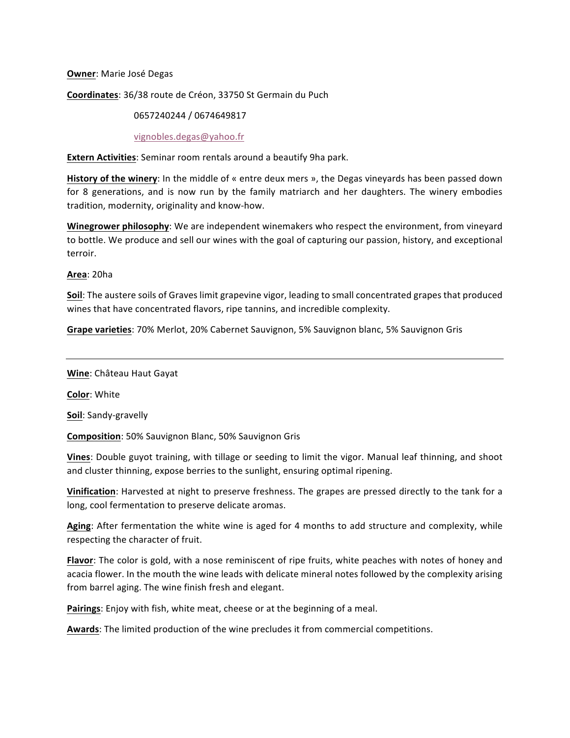**Owner**: Marie José Degas

**Coordinates**: 36/38 route de Créon, 33750 St Germain du Puch

0657240244 / 0674649817

vignobles.degas@yahoo.fr

**Extern Activities**: Seminar room rentals around a beautify 9ha park.

**History of the winery**: In the middle of « entre deux mers », the Degas vineyards has been passed down for 8 generations, and is now run by the family matriarch and her daughters. The winery embodies tradition, modernity, originality and know-how.

**Winegrower philosophy**: We are independent winemakers who respect the environment, from vineyard to bottle. We produce and sell our wines with the goal of capturing our passion, history, and exceptional terroir.

**Area**: 20ha

**Soil**: The austere soils of Graves limit grapevine vigor, leading to small concentrated grapes that produced wines that have concentrated flavors, ripe tannins, and incredible complexity.

**Grape varieties**: 70% Merlot, 20% Cabernet Sauvignon, 5% Sauvignon blanc, 5% Sauvignon Gris

---

**Wine**: Château Haut Gayat

**Color**: White

**Soil**: Sandy-gravelly

**Composition**: 50% Sauvignon Blanc, 50% Sauvignon Gris

**Vines**: Double guyot training, with tillage or seeding to limit the vigor. Manual leaf thinning, and shoot and cluster thinning, expose berries to the sunlight, ensuring optimal ripening.

**Vinification**: Harvested at night to preserve freshness. The grapes are pressed directly to the tank for a long, cool fermentation to preserve delicate aromas.

**Aging**: After fermentation the white wine is aged for 4 months to add structure and complexity, while respecting the character of fruit.

**Flavor**: The color is gold, with a nose reminiscent of ripe fruits, white peaches with notes of honey and acacia flower. In the mouth the wine leads with delicate mineral notes followed by the complexity arising from barrel aging. The wine finish fresh and elegant.

**Pairings**: Enjoy with fish, white meat, cheese or at the beginning of a meal.

**Awards**: The limited production of the wine precludes it from commercial competitions.